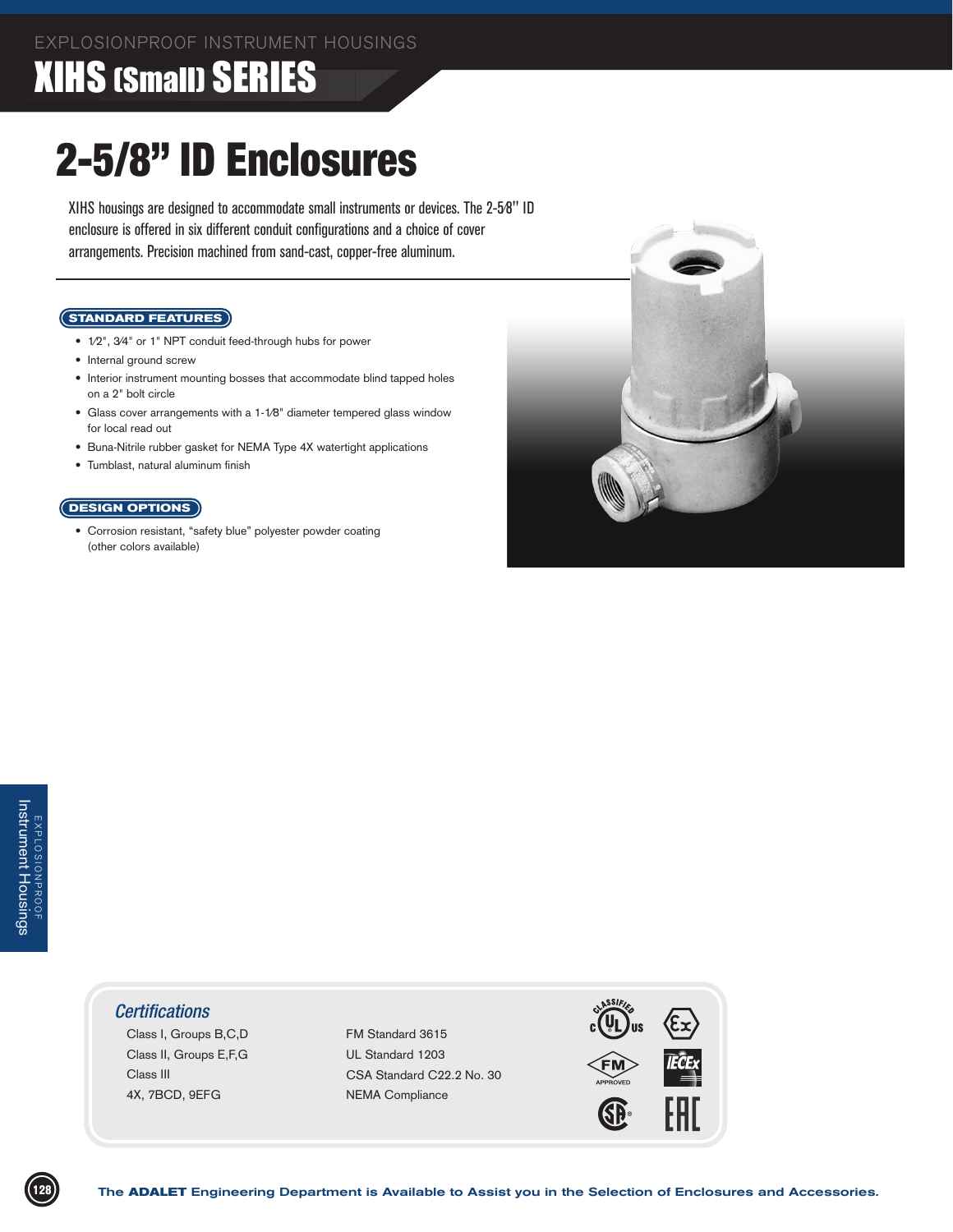EXPLOSIONPROOF INSTRUMENT HOUSINGS

# XIHS (Small) SERIES

## 2-5/8" ID Enclosures

XIHS housings are designed to accommodate small instruments or devices. The 2-5⁄8" ID enclosure is offered in six different conduit configurations and a choice of cover arrangements. Precision machined from sand-cast, copper-free aluminum.

### STANDARD FEATURES

- 1⁄2", 3⁄4" or 1" NPT conduit feed-through hubs for power
- Internal ground screw
- Interior instrument mounting bosses that accommodate blind tapped holes on a 2" bolt circle
- Glass cover arrangements with a 1-1⁄8" diameter tempered glass window for local read out
- Buna-Nitrile rubber gasket for NEMA Type 4X watertight applications
- Tumblast, natural aluminum finish

### DESIGN OPTIONS

- Corrosion resistant, "safety blue" polyester powder coating (other colors available)

### *Certifications*

| | |
|---|---|
| Class I, Groups B,C,D | FM Standard 3615 |
| Class II, Groups E,F,G | UL Standard 1203 |
| Class III | CSA Standard C22.2 No. 30 |
| 4X, 7BCD, 9EFG | NEMA Compliance |

**The ADALET Engineering Department is Available to Assist you in the Selection of Enclosures and Accessories.**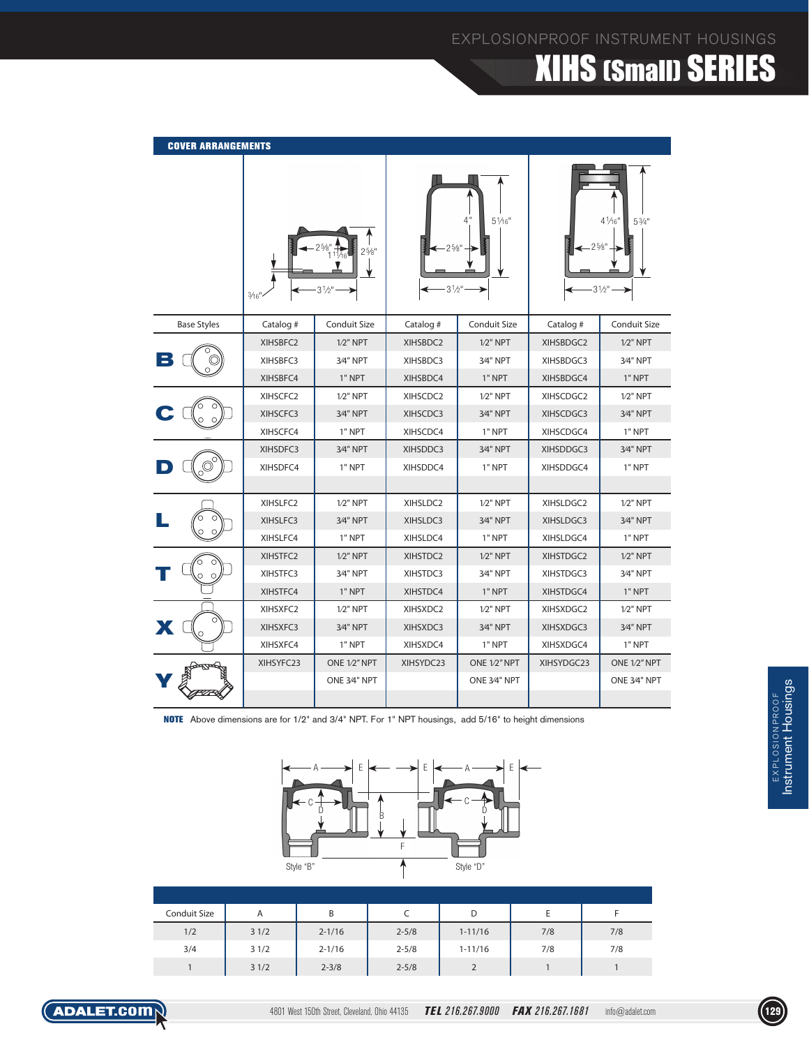# EXPLOSIONPROOF INSTRUMENT HOUSINGS

# XIHS (Small) SERIES

## COVER ARRANGEMENTS

3/16"
2 5/8"
1 11/16"
2 5/8"
3 1/2"

4"
5 1/16"
2 5/8"
3 1/2"

4 1/16"
5 3/4"
2 5/8"
3 1/2"

| Base Styles | Catalog # | Conduit Size | Catalog # | Conduit Size | Catalog # | Conduit Size |
|---|---|---|---|---|---|---|
| B | XIHSBFC2 | 1/2" NPT | XIHSBDC2 | 1/2" NPT | XIHSBDGC2 | 1/2" NPT |
| | XIHSBFC3 | 3/4" NPT | XIHSBDC3 | 3/4" NPT | XIHSBDGC3 | 3/4" NPT |
| | XIHSBFC4 | 1" NPT | XIHSBDC4 | 1" NPT | XIHSBDGC4 | 1" NPT |
| C | XIHSCFC2 | 1/2" NPT | XIHSCDC2 | 1/2" NPT | XIHSCDGC2 | 1/2" NPT |
| | XIHSCFC3 | 3/4" NPT | XIHSCDC3 | 3/4" NPT | XIHSCDGC3 | 3/4" NPT |
| | XIHSCFC4 | 1" NPT | XIHSCDC4 | 1" NPT | XIHSCDGC4 | 1" NPT |
| D | XIHSDFC3 | 3/4" NPT | XIHSDDC3 | 3/4" NPT | XIHSDDGC3 | 3/4" NPT |
| | XIHSDFC4 | 1" NPT | XIHSDDC4 | 1" NPT | XIHSDDGC4 | 1" NPT |
| L | XIHSLFC2 | 1/2" NPT | XIHSLDC2 | 1/2" NPT | XIHSLDGC2 | 1/2" NPT |
| | XIHSLFC3 | 3/4" NPT | XIHSLDC3 | 3/4" NPT | XIHSLDGC3 | 3/4" NPT |
| | XIHSLFC4 | 1" NPT | XIHSLDC4 | 1" NPT | XIHSLDGC4 | 1" NPT |
| T | XIHSTFC2 | 1/2" NPT | XIHSTDC2 | 1/2" NPT | XIHSTDGC2 | 1/2" NPT |
| | XIHSTFC3 | 3/4" NPT | XIHSTDC3 | 3/4" NPT | XIHSTDGC3 | 3/4" NPT |
| | XIHSTFC4 | 1" NPT | XIHSTDC4 | 1" NPT | XIHSTDGC4 | 1" NPT |
| X | XIHSXFC2 | 1/2" NPT | XIHSXDC2 | 1/2" NPT | XIHSXDGC2 | 1/2" NPT |
| | XIHSXFC3 | 3/4" NPT | XIHSXDC3 | 3/4" NPT | XIHSXDGC3 | 3/4" NPT |
| | XIHSXFC4 | 1" NPT | XIHSXDC4 | 1" NPT | XIHSXDGC4 | 1" NPT |
| Y | XIHSYFC23 | ONE 1/2" NPT | XIHSYDC23 | ONE 1/2" NPT | XIHSYDGC23 | ONE 1/2" NPT |
| | | ONE 3/4" NPT | | ONE 3/4" NPT | | ONE 3/4" NPT |

**NOTE** Above dimensions are for 1/2" and 3/4" NPT. For 1" NPT housings, add 5/16" to height dimensions

A E E A E
C D B F C D
Style "B" Style "D"

| Conduit Size | A | B | C | D | E | F |
|---|---|---|---|---|---|---|
| 1/2 | 3 1/2 | 2-1/16 | 2-5/8 | 1-11/16 | 7/8 | 7/8 |
| 3/4 | 3 1/2 | 2-1/16 | 2-5/8 | 1-11/16 | 7/8 | 7/8 |
| 1 | 3 1/2 | 2-3/8 | 2-5/8 | 2 | 1 | 1 |

ADALET.COM 4801 West 150th Street, Cleveland, Ohio 44135 **TEL** 216.267.9000 **FAX** 216.267.1681 info@adalet.com